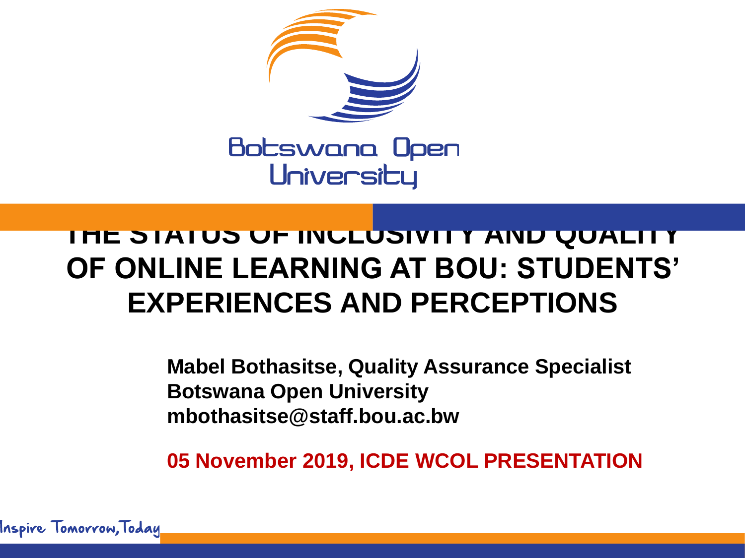Botswana Open University

# THE STATUS OF INCLUSIVITY AND QUALITY OF ONLINE LEARNING AT BOU: STUDENTS' EXPERIENCES AND PERCEPTIONS

**Mabel Bothasitse, Quality Assurance Specialist**
**Botswana Open University**
**mbothasitse@staff.bou.ac.bw**

**05 November 2019, ICDE WCOL PRESENTATION**

Inspire Tomorrow, Today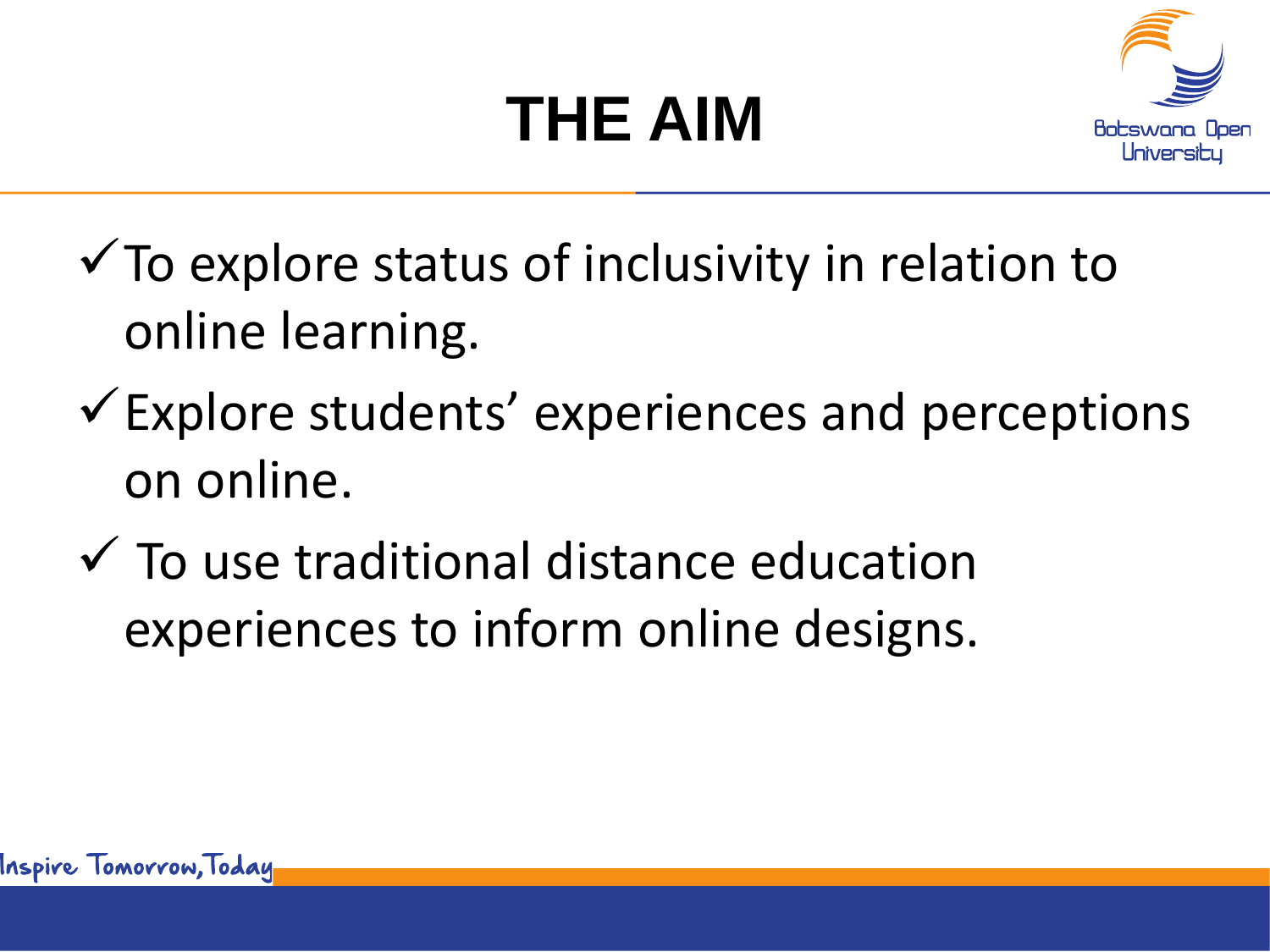# THE AIM

- ✓ To explore status of inclusivity in relation to online learning.
- ✓ Explore students' experiences and perceptions on online.
- ✓ To use traditional distance education experiences to inform online designs.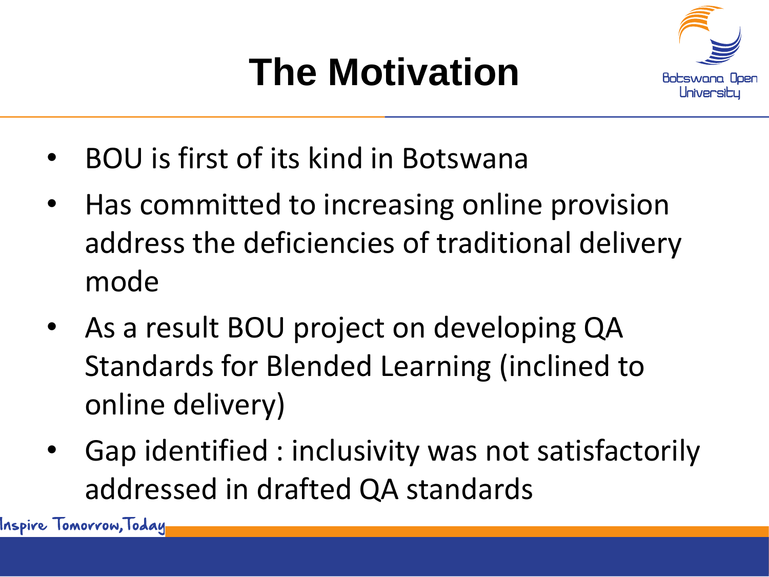# The Motivation

- BOU is first of its kind in Botswana
- Has committed to increasing online provision address the deficiencies of traditional delivery mode
- As a result BOU project on developing QA Standards for Blended Learning (inclined to online delivery)
- Gap identified : inclusivity was not satisfactorily addressed in drafted QA standards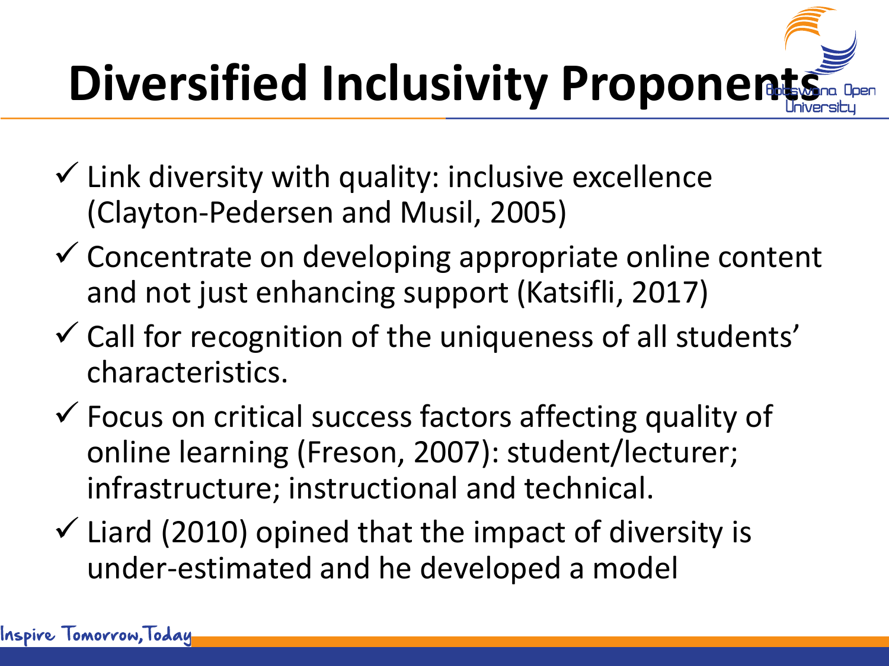# Diversified Inclusivity Proponents

- ✓ Link diversity with quality: inclusive excellence (Clayton-Pedersen and Musil, 2005)
- ✓ Concentrate on developing appropriate online content and not just enhancing support (Katsifli, 2017)
- ✓ Call for recognition of the uniqueness of all students' characteristics.
- ✓ Focus on critical success factors affecting quality of online learning (Freson, 2007): student/lecturer; infrastructure; instructional and technical.
- ✓ Liard (2010) opined that the impact of diversity is under-estimated and he developed a model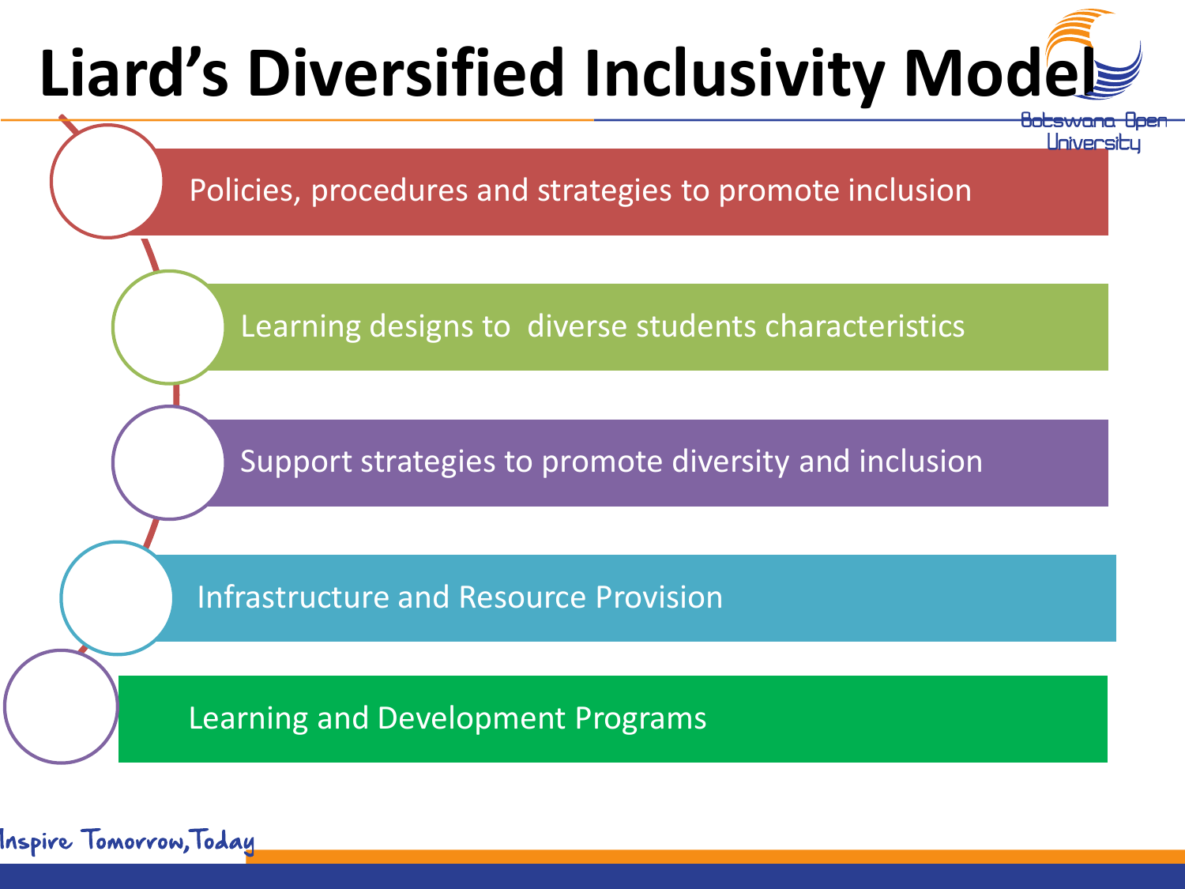# Liard's Diversified Inclusivity Model

- Policies, procedures and strategies to promote inclusion
- Learning designs to  diverse students characteristics
- Support strategies to promote diversity and inclusion
- Infrastructure and Resource Provision
- Learning and Development Programs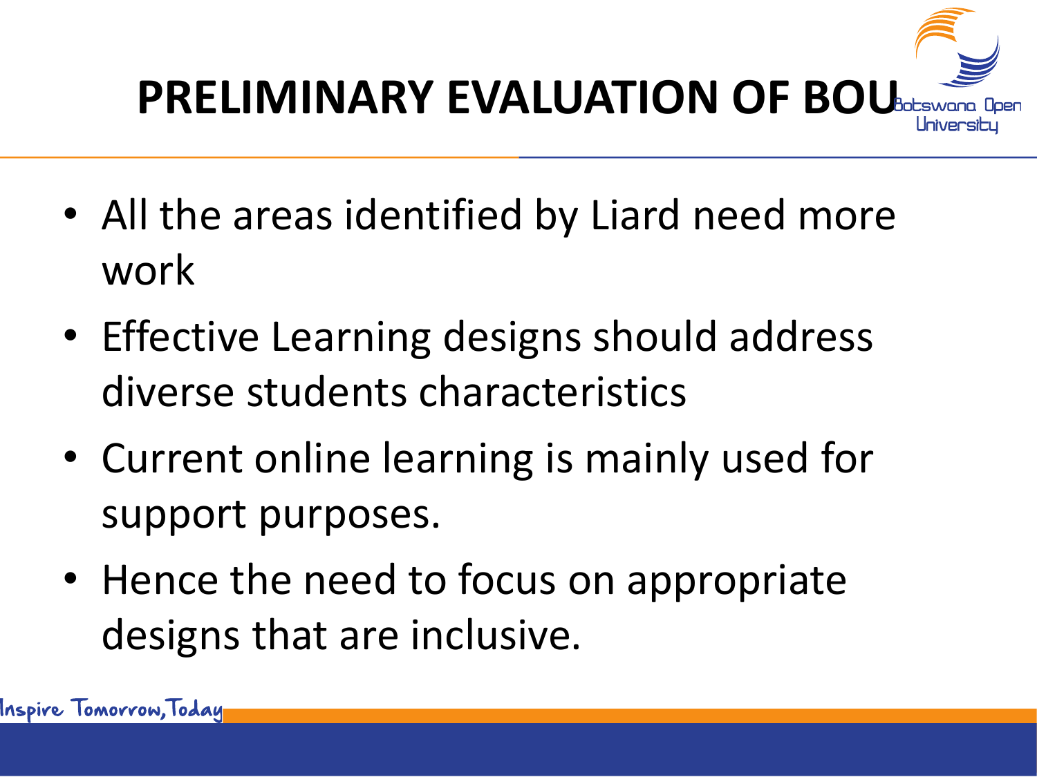# PRELIMINARY EVALUATION OF BOU

- All the areas identified by Liard need more work
- Effective Learning designs should address diverse students characteristics
- Current online learning is mainly used for support purposes.
- Hence the need to focus on appropriate designs that are inclusive.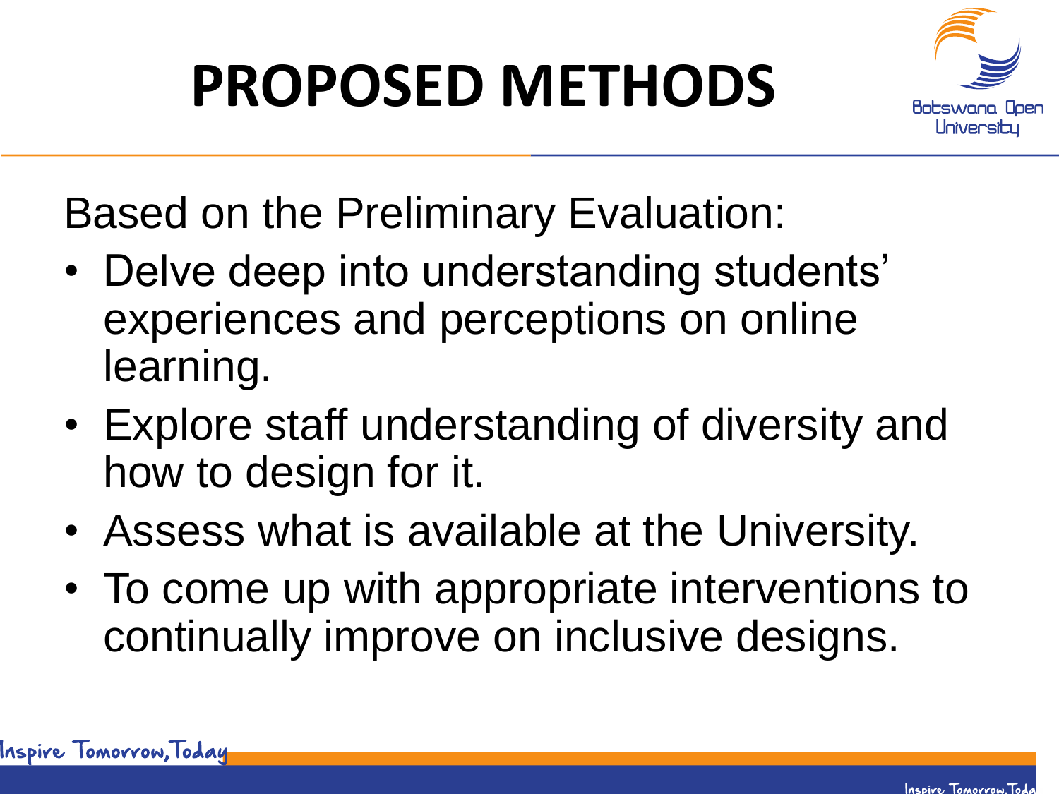# PROPOSED METHODS

Based on the Preliminary Evaluation:

- Delve deep into understanding students' experiences and perceptions on online learning.
- Explore staff understanding of diversity and how to design for it.
- Assess what is available at the University.
- To come up with appropriate interventions to continually improve on inclusive designs.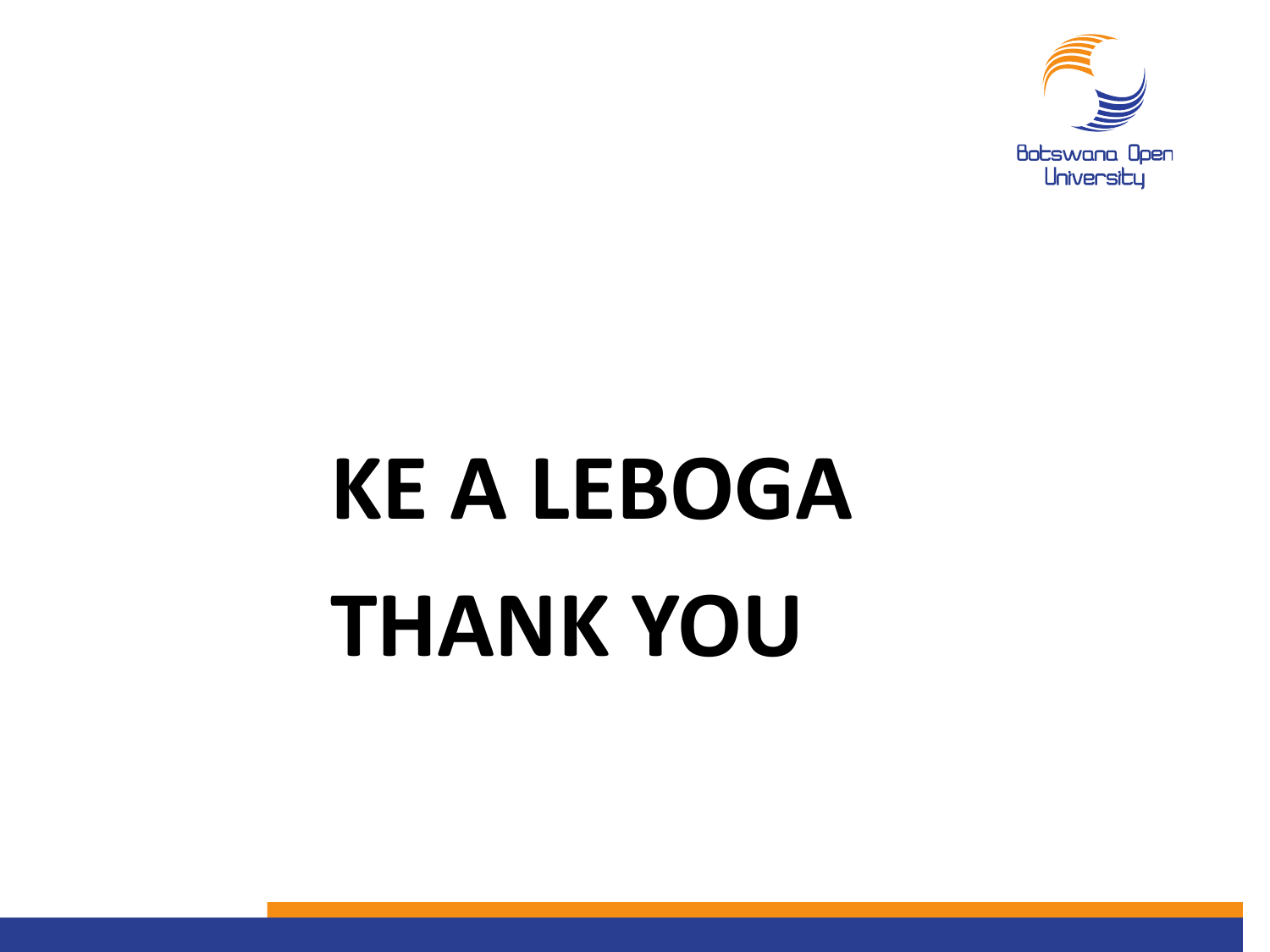Botswana Open University

# KE A LEBOGA

# THANK YOU